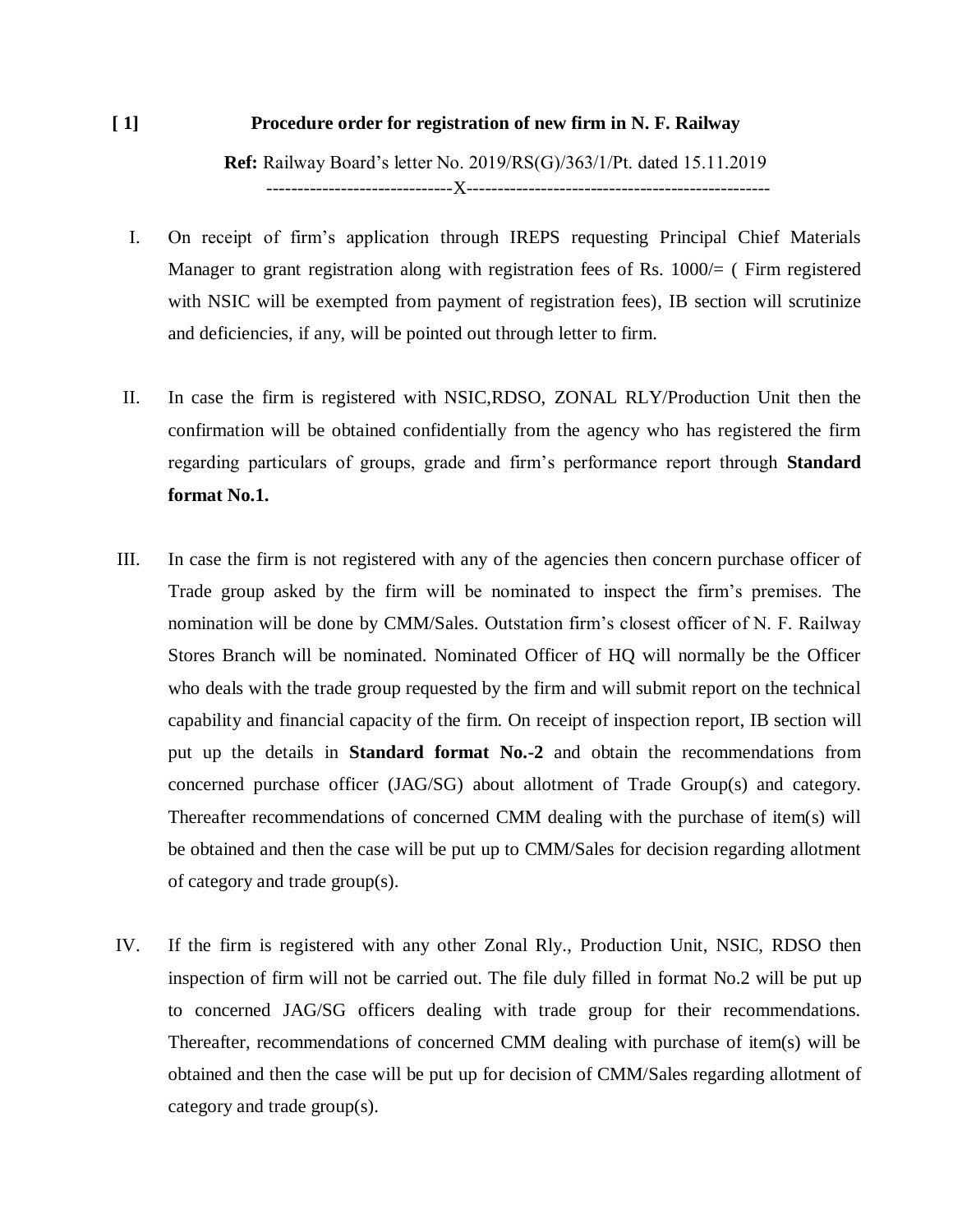## [ 1] Procedure order for registration of new firm in N. F. Railway

**Ref:** Railway Board's letter No. 2019/RS(G)/363/1/Pt. dated 15.11.2019

------------------------------X--------------------------------------------------

I. On receipt of firm's application through IREPS requesting Principal Chief Materials Manager to grant registration along with registration fees of Rs. 1000/= ( Firm registered with NSIC will be exempted from payment of registration fees), IB section will scrutinize and deficiencies, if any, will be pointed out through letter to firm.

II. In case the firm is registered with NSIC,RDSO, ZONAL RLY/Production Unit then the confirmation will be obtained confidentially from the agency who has registered the firm regarding particulars of groups, grade and firm's performance report through **Standard format No.1.**

III. In case the firm is not registered with any of the agencies then concern purchase officer of Trade group asked by the firm will be nominated to inspect the firm's premises. The nomination will be done by CMM/Sales. Outstation firm's closest officer of N. F. Railway Stores Branch will be nominated. Nominated Officer of HQ will normally be the Officer who deals with the trade group requested by the firm and will submit report on the technical capability and financial capacity of the firm. On receipt of inspection report, IB section will put up the details in **Standard format No.-2** and obtain the recommendations from concerned purchase officer (JAG/SG) about allotment of Trade Group(s) and category. Thereafter recommendations of concerned CMM dealing with the purchase of item(s) will be obtained and then the case will be put up to CMM/Sales for decision regarding allotment of category and trade group(s).

IV. If the firm is registered with any other Zonal Rly., Production Unit, NSIC, RDSO then inspection of firm will not be carried out. The file duly filled in format No.2 will be put up to concerned JAG/SG officers dealing with trade group for their recommendations. Thereafter, recommendations of concerned CMM dealing with purchase of item(s) will be obtained and then the case will be put up for decision of CMM/Sales regarding allotment of category and trade group(s).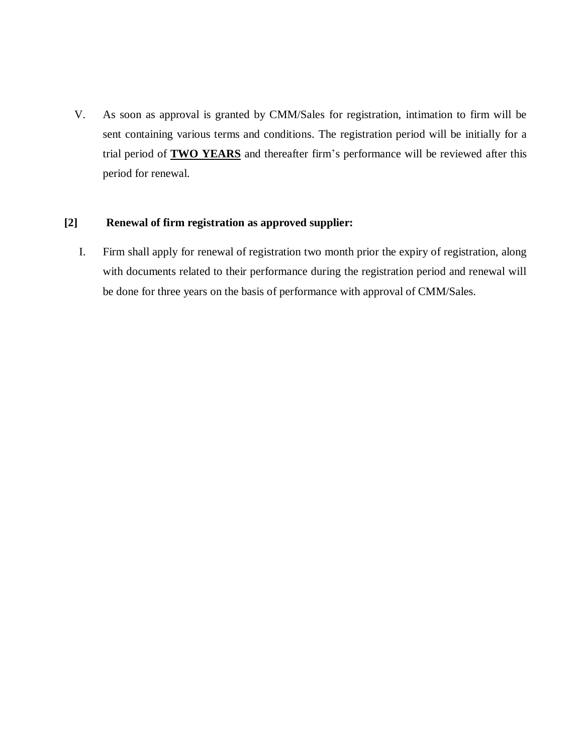V. As soon as approval is granted by CMM/Sales for registration, intimation to firm will be sent containing various terms and conditions. The registration period will be initially for a trial period of **TWO YEARS** and thereafter firm's performance will be reviewed after this period for renewal.

**[2] Renewal of firm registration as approved supplier:**

I. Firm shall apply for renewal of registration two month prior the expiry of registration, along with documents related to their performance during the registration period and renewal will be done for three years on the basis of performance with approval of CMM/Sales.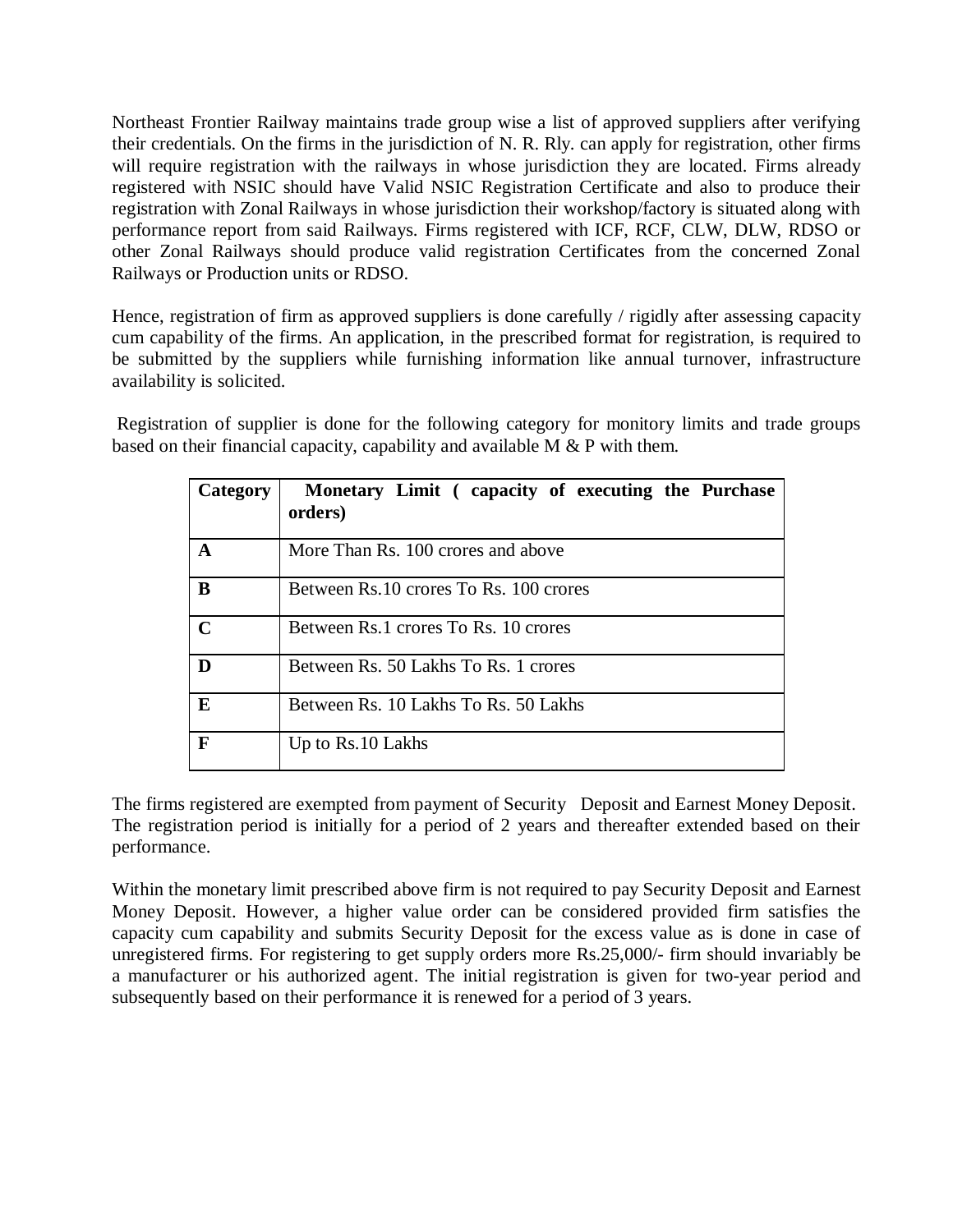Northeast Frontier Railway maintains trade group wise a list of approved suppliers after verifying their credentials. On the firms in the jurisdiction of N. R. Rly. can apply for registration, other firms will require registration with the railways in whose jurisdiction they are located. Firms already registered with NSIC should have Valid NSIC Registration Certificate and also to produce their registration with Zonal Railways in whose jurisdiction their workshop/factory is situated along with performance report from said Railways. Firms registered with ICF, RCF, CLW, DLW, RDSO or other Zonal Railways should produce valid registration Certificates from the concerned Zonal Railways or Production units or RDSO.

Hence, registration of firm as approved suppliers is done carefully / rigidly after assessing capacity cum capability of the firms. An application, in the prescribed format for registration, is required to be submitted by the suppliers while furnishing information like annual turnover, infrastructure availability is solicited.

Registration of supplier is done for the following category for monitory limits and trade groups based on their financial capacity, capability and available M & P with them.

| Category | Monetary Limit ( capacity of executing the Purchase orders) |
|---|---|
| A | More Than Rs. 100 crores and above |
| B | Between Rs.10 crores To Rs. 100 crores |
| C | Between Rs.1 crores To Rs. 10 crores |
| D | Between Rs. 50 Lakhs To Rs. 1 crores |
| E | Between Rs. 10 Lakhs To Rs. 50 Lakhs |
| F | Up to Rs.10 Lakhs |

The firms registered are exempted from payment of Security Deposit and Earnest Money Deposit. The registration period is initially for a period of 2 years and thereafter extended based on their performance.

Within the monetary limit prescribed above firm is not required to pay Security Deposit and Earnest Money Deposit. However, a higher value order can be considered provided firm satisfies the capacity cum capability and submits Security Deposit for the excess value as is done in case of unregistered firms. For registering to get supply orders more Rs.25,000/- firm should invariably be a manufacturer or his authorized agent. The initial registration is given for two-year period and subsequently based on their performance it is renewed for a period of 3 years.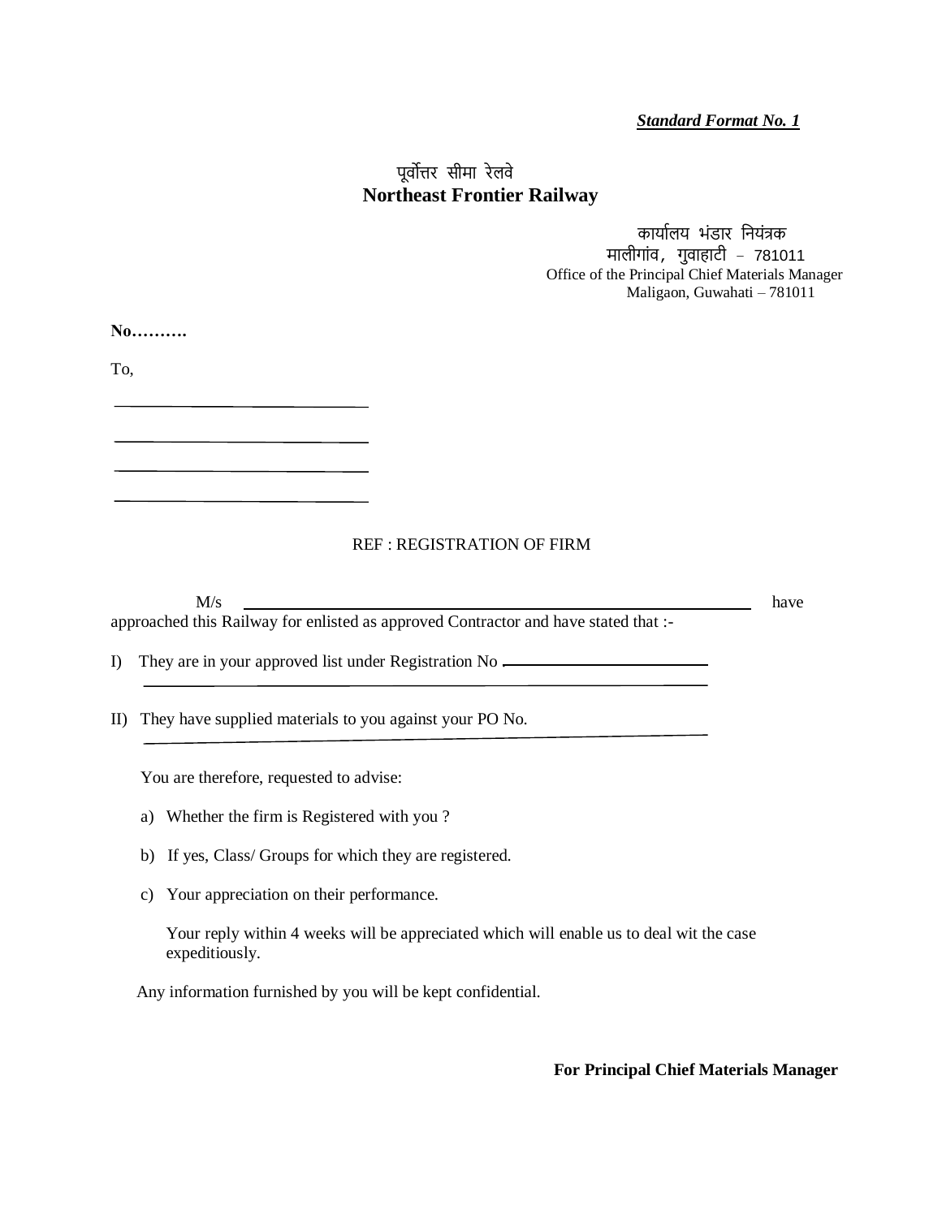***Standard Format No. 1***

पूर्वोत्तर सीमा रेलवे
**Northeast Frontier Railway**

कार्यालय भंडार नियंत्रक
मालीगांव, गुवाहाटी – 781011
Office of the Principal Chief Materials Manager
Maligaon, Guwahati – 781011

**No……….**

To,

\_\_\_\_\_\_\_\_\_\_\_\_\_\_\_\_\_\_\_\_\_\_\_\_\_\_\_\_\_\_

\_\_\_\_\_\_\_\_\_\_\_\_\_\_\_\_\_\_\_\_\_\_\_\_\_\_\_\_\_\_

\_\_\_\_\_\_\_\_\_\_\_\_\_\_\_\_\_\_\_\_\_\_\_\_\_\_\_\_\_\_

\_\_\_\_\_\_\_\_\_\_\_\_\_\_\_\_\_\_\_\_\_\_\_\_\_\_\_\_\_\_

REF : REGISTRATION OF FIRM

M/s \_\_\_\_\_\_\_\_\_\_\_\_\_\_\_\_\_\_\_\_\_\_\_\_\_\_\_\_\_\_\_\_\_\_\_\_\_\_\_\_\_\_\_\_\_\_\_\_\_\_\_\_\_\_\_\_\_\_ have approached this Railway for enlisted as approved Contractor and have stated that :-

I) They are in your approved list under Registration No \_\_\_\_\_\_\_\_\_\_\_\_\_\_\_\_\_\_\_\_\_\_\_\_\_\_
\_\_\_\_\_\_\_\_\_\_\_\_\_\_\_\_\_\_\_\_\_\_\_\_\_\_\_\_\_\_\_\_\_\_\_\_\_\_\_\_\_\_\_\_\_\_\_\_\_\_\_\_\_\_\_\_\_\_\_\_\_\_\_\_\_\_\_\_\_

II) They have supplied materials to you against your PO No.
\_\_\_\_\_\_\_\_\_\_\_\_\_\_\_\_\_\_\_\_\_\_\_\_\_\_\_\_\_\_\_\_\_\_\_\_\_\_\_\_\_\_\_\_\_\_\_\_\_\_\_\_\_\_\_\_\_\_\_\_\_\_\_\_\_\_\_\_\_

You are therefore, requested to advise:

a) Whether the firm is Registered with you ?

b) If yes, Class/ Groups for which they are registered.

c) Your appreciation on their performance.

Your reply within 4 weeks will be appreciated which will enable us to deal wit the case expeditiously.

Any information furnished by you will be kept confidential.

**For Principal Chief Materials Manager**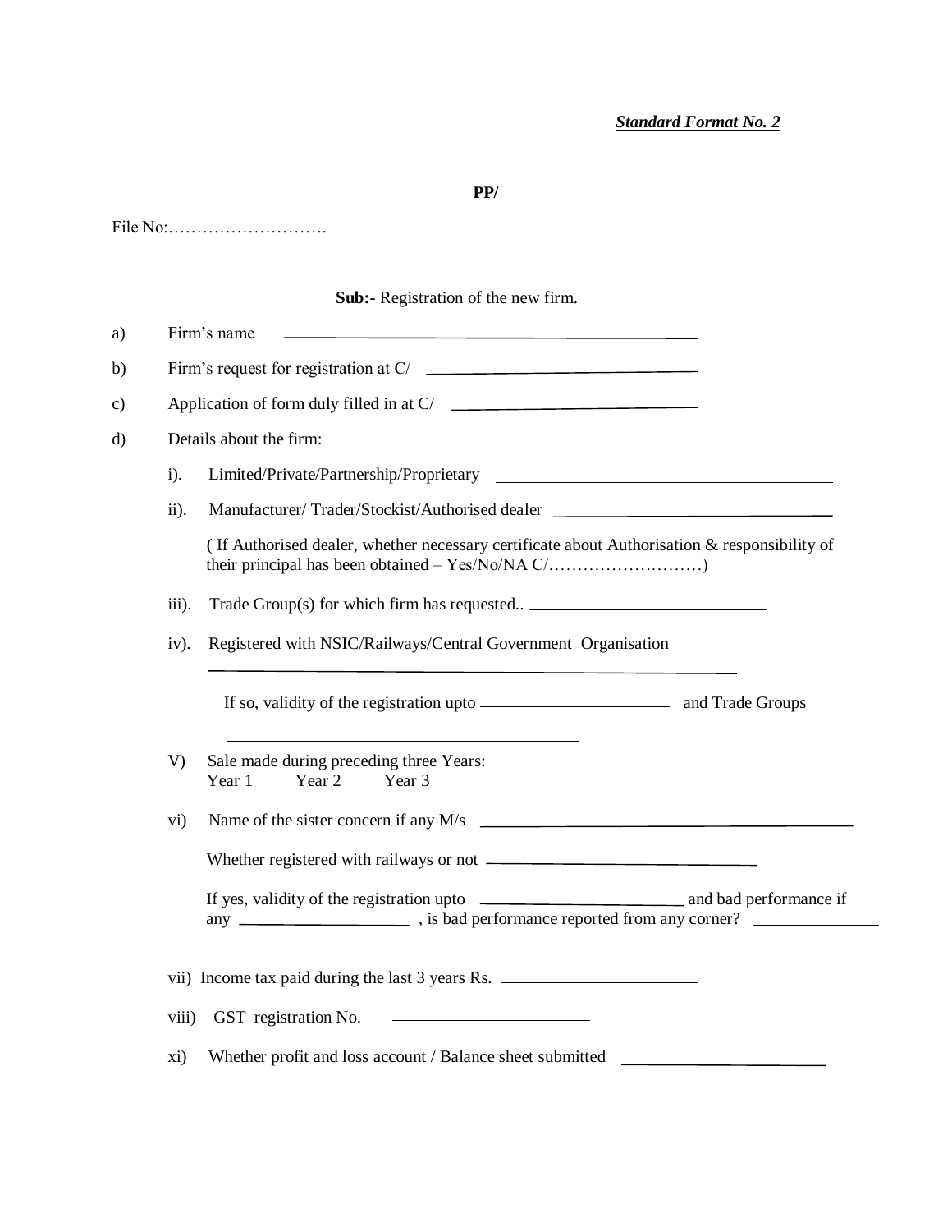*<u>Standard Format No. 2</u>*

**PP/**

File No:……………………….

**Sub:-** Registration of the new firm.

a) Firm's name ______________________________

b) Firm's request for registration at C/ ______________________________

c) Application of form duly filled in at C/ ______________________________

d) Details about the firm:

   i). Limited/Private/Partnership/Proprietary ______________________________

   ii). Manufacturer/ Trader/Stockist/Authorised dealer ______________________________

   ( If Authorised dealer, whether necessary certificate about Authorisation & responsibility of their principal has been obtained – Yes/No/NA C/………………………)

   iii). Trade Group(s) for which firm has requested.. ______________________________

   iv). Registered with NSIC/Railways/Central Government Organisation

   ______________________________

   If so, validity of the registration upto ____________________ and Trade Groups

   ______________________________

   V) Sale made during preceding three Years:
   Year 1 Year 2 Year 3

   vi) Name of the sister concern if any M/s ______________________________

   Whether registered with railways or not ______________________________

   If yes, validity of the registration upto ____________________ and bad performance if any ____________________ , is bad performance reported from any corner? ______________

   vii) Income tax paid during the last 3 years Rs. ____________________

   viii) GST registration No. ____________________

   xi) Whether profit and loss account / Balance sheet submitted ____________________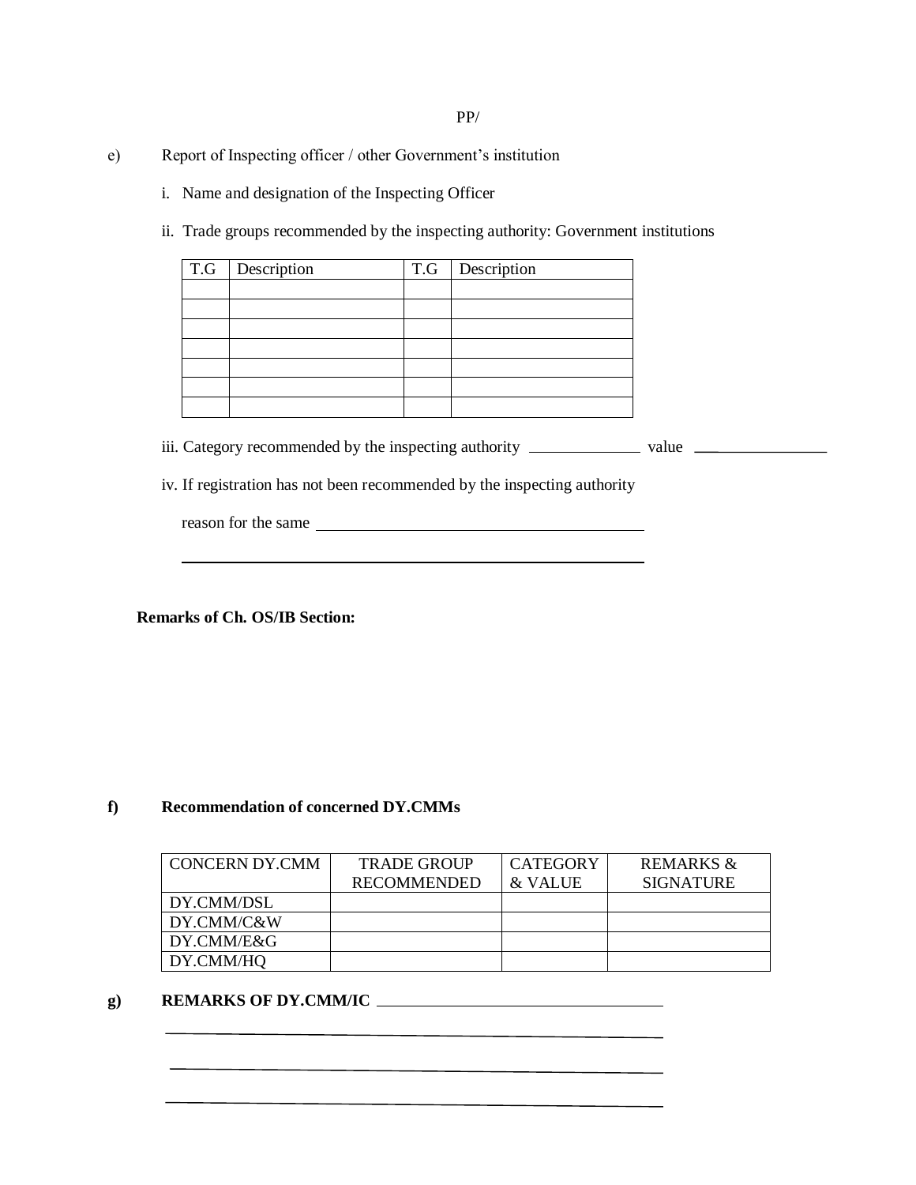PP/

e) Report of Inspecting officer / other Government's institution

i. Name and designation of the Inspecting Officer

ii. Trade groups recommended by the inspecting authority: Government institutions

| T.G | Description | T.G | Description |
|---|---|---|---|
| | | | |
| | | | |
| | | | |
| | | | |
| | | | |
| | | | |
| | | | |

iii. Category recommended by the inspecting authority ____________ value ______________

iv. If registration has not been recommended by the inspecting authority

reason for the same ____________________________________

____________________________________________________

**Remarks of Ch. OS/IB Section:**

**f) Recommendation of concerned DY.CMMs**

| CONCERN DY.CMM | TRADE GROUP RECOMMENDED | CATEGORY & VALUE | REMARKS & SIGNATURE |
|---|---|---|---|
| DY.CMM/DSL | | | |
| DY.CMM/C&W | | | |
| DY.CMM/E&G | | | |
| DY.CMM/HQ | | | |

**g) REMARKS OF DY.CMM/IC** ______________________________

__________________________________________________

__________________________________________________

__________________________________________________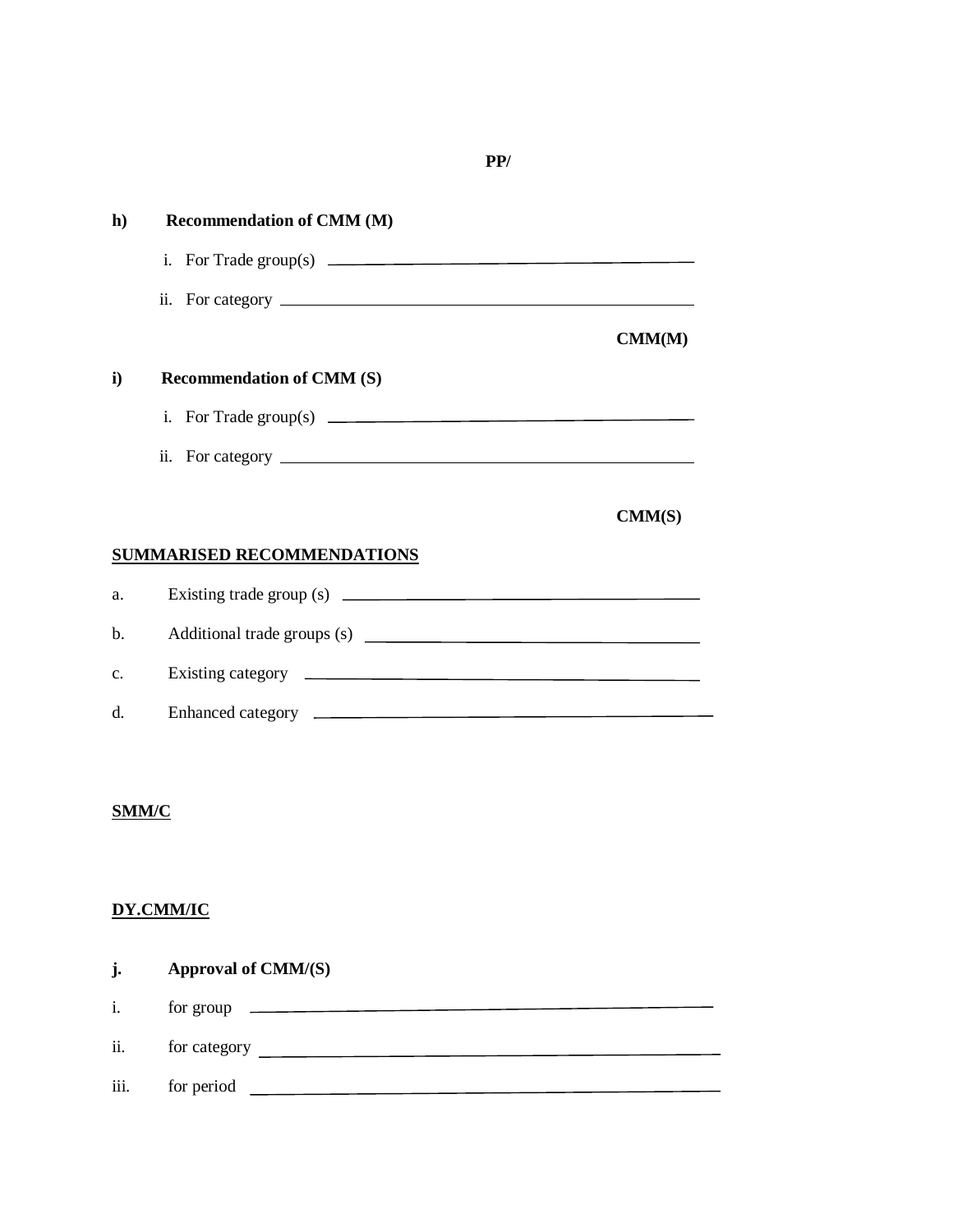**PP/**

**h) Recommendation of CMM (M)**

i. For Trade group(s) \_\_\_\_\_\_\_\_\_\_\_\_\_\_\_\_\_\_\_\_\_\_\_\_\_\_\_\_\_\_\_\_\_\_\_\_\_\_\_\_

ii. For category \_\_\_\_\_\_\_\_\_\_\_\_\_\_\_\_\_\_\_\_\_\_\_\_\_\_\_\_\_\_\_\_\_\_\_\_\_\_\_\_\_\_\_\_\_\_

**CMM(M)**

**i) Recommendation of CMM (S)**

i. For Trade group(s) \_\_\_\_\_\_\_\_\_\_\_\_\_\_\_\_\_\_\_\_\_\_\_\_\_\_\_\_\_\_\_\_\_\_\_\_\_\_\_\_

ii. For category \_\_\_\_\_\_\_\_\_\_\_\_\_\_\_\_\_\_\_\_\_\_\_\_\_\_\_\_\_\_\_\_\_\_\_\_\_\_\_\_\_\_\_\_\_\_

**CMM(S)**

**SUMMARISED RECOMMENDATIONS**

a. Existing trade group (s) \_\_\_\_\_\_\_\_\_\_\_\_\_\_\_\_\_\_\_\_\_\_\_\_\_\_\_\_\_\_\_\_\_\_\_\_\_\_\_\_

b. Additional trade groups (s) \_\_\_\_\_\_\_\_\_\_\_\_\_\_\_\_\_\_\_\_\_\_\_\_\_\_\_\_\_\_\_\_\_\_\_\_\_\_

c. Existing category \_\_\_\_\_\_\_\_\_\_\_\_\_\_\_\_\_\_\_\_\_\_\_\_\_\_\_\_\_\_\_\_\_\_\_\_\_\_\_\_\_\_\_\_

d. Enhanced category \_\_\_\_\_\_\_\_\_\_\_\_\_\_\_\_\_\_\_\_\_\_\_\_\_\_\_\_\_\_\_\_\_\_\_\_\_\_\_\_\_\_\_\_

**SMM/C**

**DY.CMM/IC**

**j. Approval of CMM/(S)**

i. for group \_\_\_\_\_\_\_\_\_\_\_\_\_\_\_\_\_\_\_\_\_\_\_\_\_\_\_\_\_\_\_\_\_\_\_\_\_\_\_\_\_\_\_\_\_\_\_\_

ii. for category \_\_\_\_\_\_\_\_\_\_\_\_\_\_\_\_\_\_\_\_\_\_\_\_\_\_\_\_\_\_\_\_\_\_\_\_\_\_\_\_\_\_\_\_\_\_

iii. for period \_\_\_\_\_\_\_\_\_\_\_\_\_\_\_\_\_\_\_\_\_\_\_\_\_\_\_\_\_\_\_\_\_\_\_\_\_\_\_\_\_\_\_\_\_\_\_